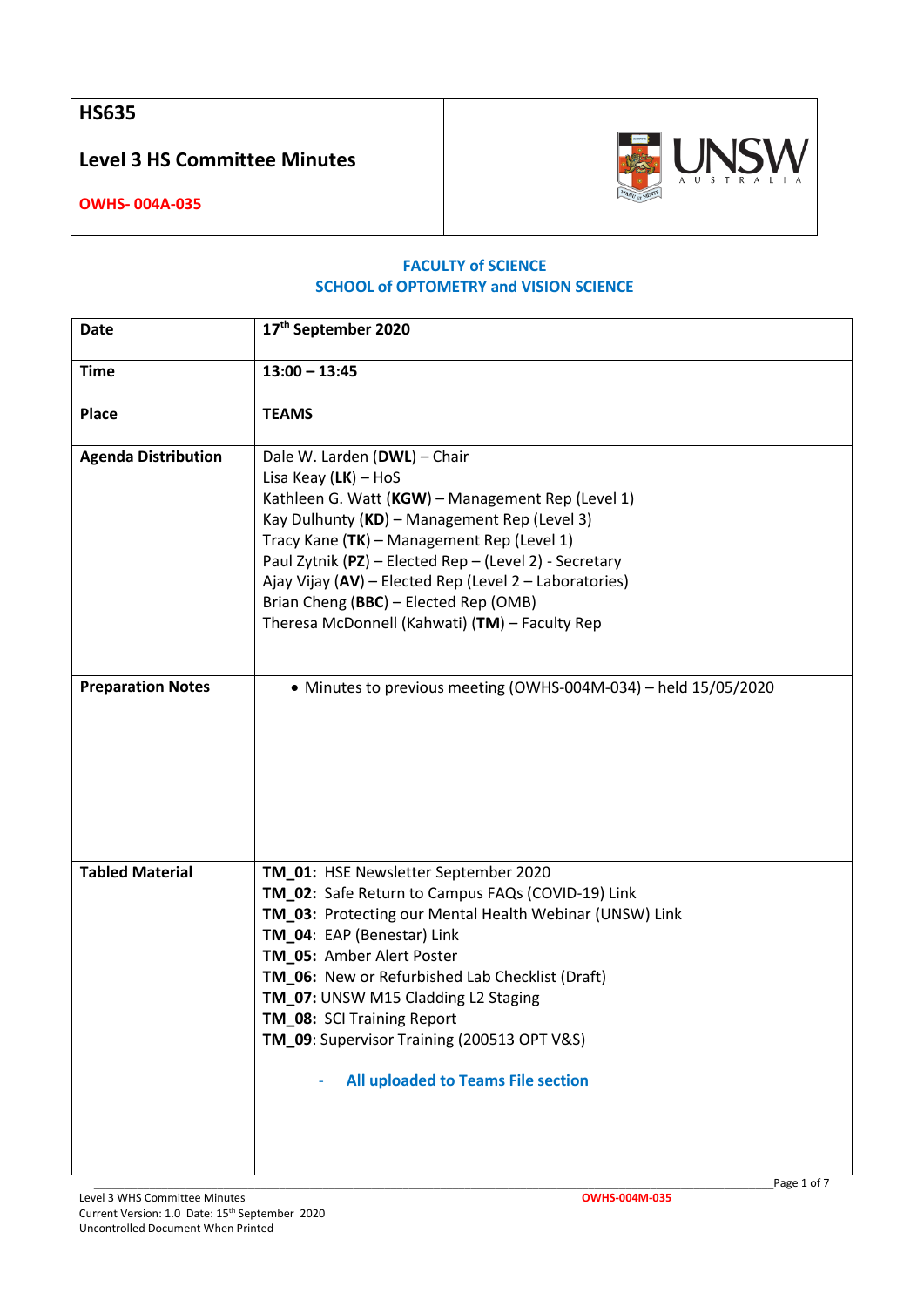| **HS635** **Level 3 HS Committee Minutes** **OWHS- 004A-035** | |
|---|---|

**FACULTY of SCIENCE**
**SCHOOL of OPTOMETRY and VISION SCIENCE**

| | |
|---|---|
| **Date** | **17th September 2020** |
| **Time** | **13:00 – 13:45** |
| **Place** | **TEAMS** |
| **Agenda Distribution** | Dale W. Larden (**DWL**) – Chair<br>Lisa Keay (**LK**) – HoS<br>Kathleen G. Watt (**KGW**) – Management Rep (Level 1)<br>Kay Dulhunty (**KD**) – Management Rep (Level 3)<br>Tracy Kane (**TK**) – Management Rep (Level 1)<br>Paul Zytnik (**PZ**) – Elected Rep – (Level 2) - Secretary<br>Ajay Vijay (**AV**) – Elected Rep (Level 2 – Laboratories)<br>Brian Cheng (**BBC**) – Elected Rep (OMB)<br>Theresa McDonnell (Kahwati) (**TM**) – Faculty Rep |
| **Preparation Notes** | • Minutes to previous meeting (OWHS-004M-034) – held 15/05/2020 |
| **Tabled Material** | **TM_01:** HSE Newsletter September 2020<br>**TM_02:** Safe Return to Campus FAQs (COVID-19) Link<br>**TM_03:** Protecting our Mental Health Webinar (UNSW) Link<br>**TM_04**: EAP (Benestar) Link<br>**TM_05:** Amber Alert Poster<br>**TM_06:** New or Refurbished Lab Checklist (Draft)<br>**TM_07:** UNSW M15 Cladding L2 Staging<br>**TM_08:** SCI Training Report<br>**TM_09**: Supervisor Training (200513 OPT V&S)<br><br>- **All uploaded to Teams File section** |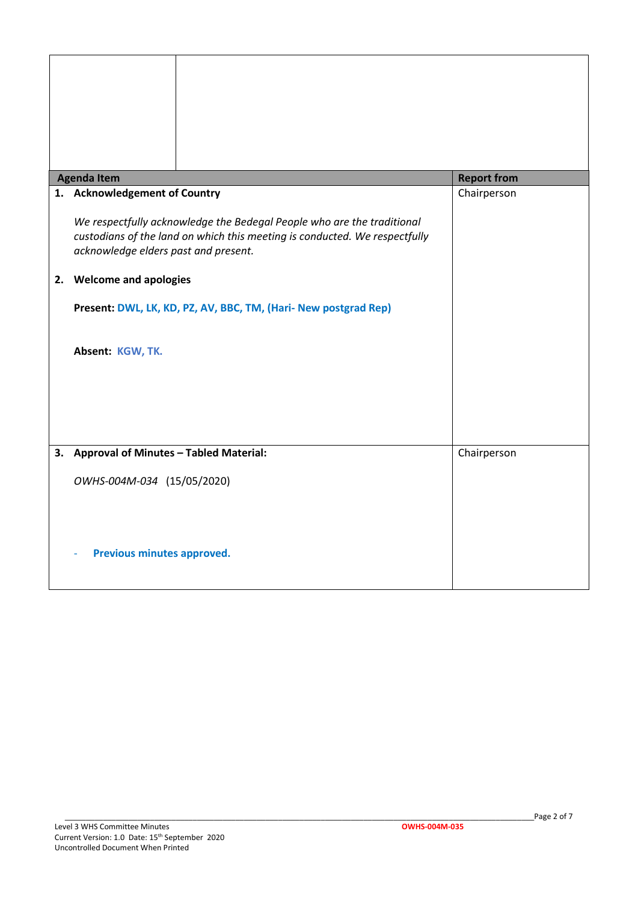| Agenda Item | Report from |
| --- | --- |
| **1. Acknowledgement of Country**<br><br>*We respectfully acknowledge the Bedegal People who are the traditional custodians of the land on which this meeting is conducted. We respectfully acknowledge elders past and present.*<br><br>**2. Welcome and apologies**<br><br>**Present: DWL, LK, KD, PZ, AV, BBC, TM, (Hari- New postgrad Rep)**<br><br>**Absent: KGW, TK.** | Chairperson |
| **3. Approval of Minutes – Tabled Material:**<br><br>*OWHS-004M-034* (15/05/2020)<br><br>- **Previous minutes approved.** | Chairperson |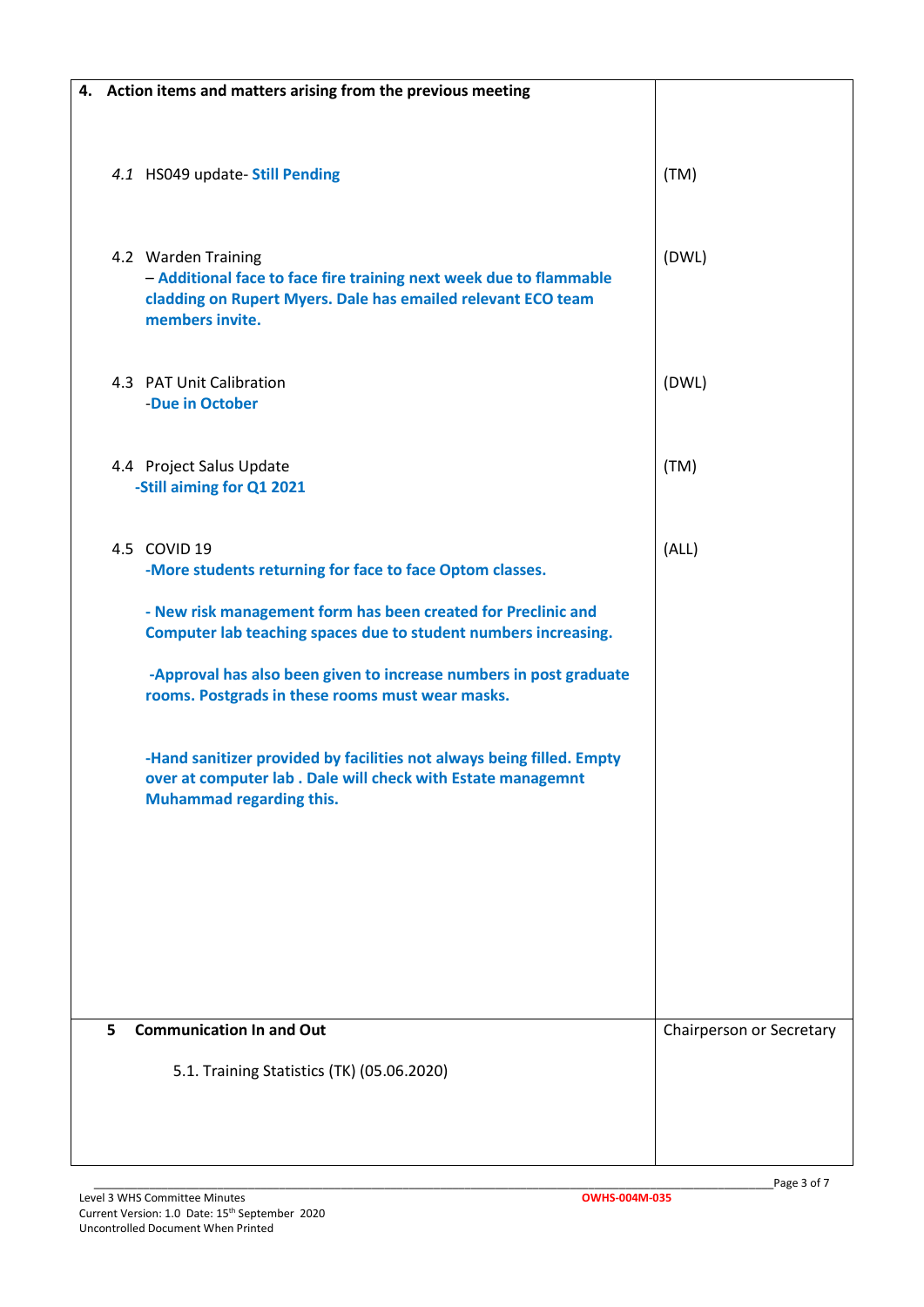| 4. **Action items and matters arising from the previous meeting** | |
|---|---|
| *4.1* HS049 update- **Still Pending** | (TM) |
| 4.2 Warden Training<br>– **Additional face to face fire training next week due to flammable cladding on Rupert Myers. Dale has emailed relevant ECO team members invite.** | (DWL) |
| 4.3 PAT Unit Calibration<br>**-Due in October** | (DWL) |
| 4.4 Project Salus Update<br>**-Still aiming for Q1 2021** | (TM) |
| 4.5 COVID 19<br>**-More students returning for face to face Optom classes.**<br><br>**- New risk management form has been created for Preclinic and Computer lab teaching spaces due to student numbers increasing.**<br><br>**-Approval has also been given to increase numbers in post graduate rooms. Postgrads in these rooms must wear masks.**<br><br>**-Hand sanitizer provided by facilities not always being filled. Empty over at computer lab . Dale will check with Estate managemnt Muhammad regarding this.** | (ALL) |
| 5 **Communication In and Out**<br><br>5.1. Training Statistics (TK) (05.06.2020) | Chairperson or Secretary |

Level 3 WHS Committee Minutes
Current Version: 1.0 Date: 15th September 2020
Uncontrolled Document When Printed

OWHS-004M-035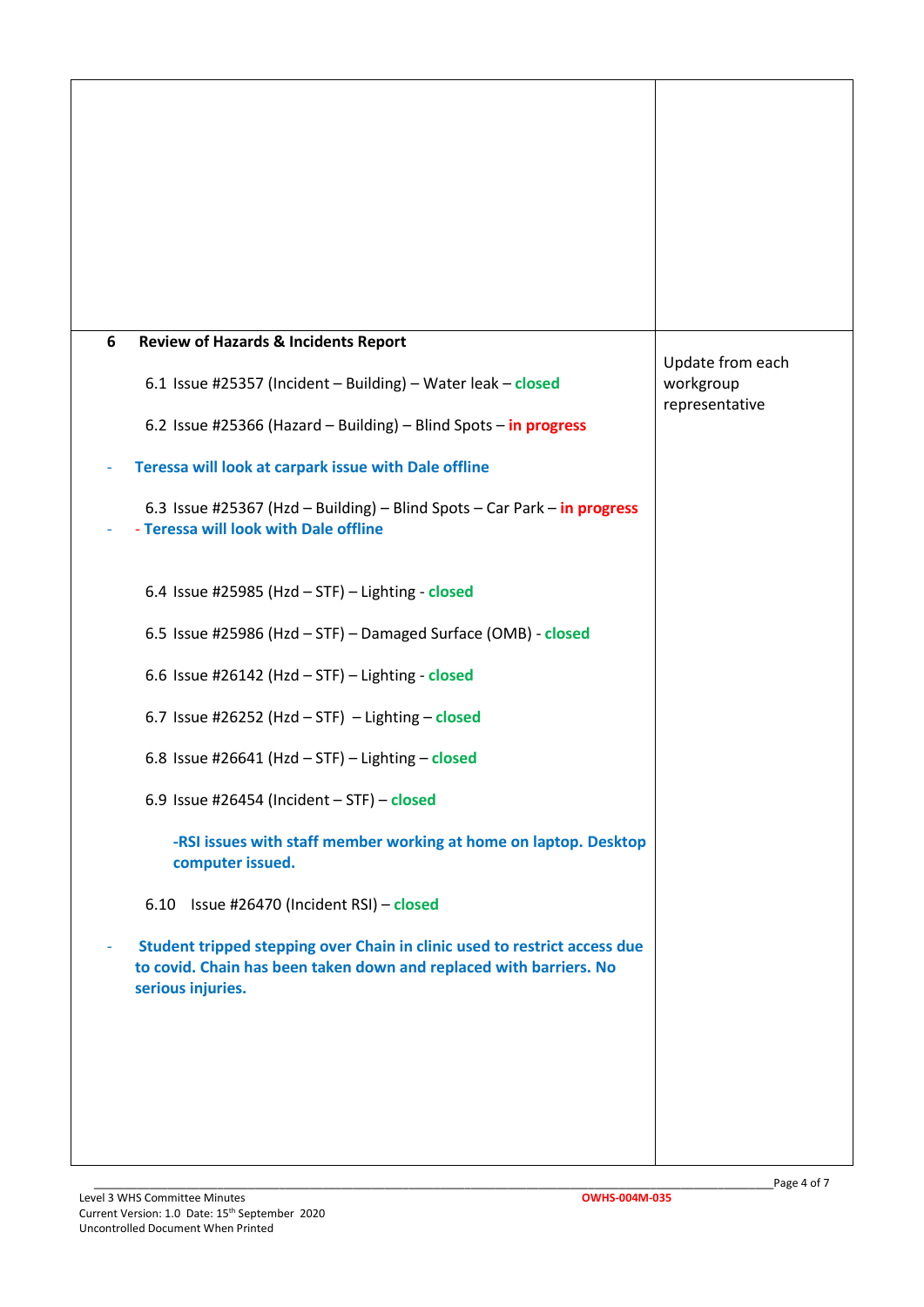| | |
|---|---|
| | |
| **6 Review of Hazards & Incidents Report**<br><br>6.1 Issue #25357 (Incident – Building) – Water leak – **closed**<br><br>6.2 Issue #25366 (Hazard – Building) – Blind Spots – **in progress**<br><br>- **Teressa will look at carpark issue with Dale offline**<br><br>6.3 Issue #25367 (Hzd – Building) – Blind Spots – Car Park – **in progress**<br>- **- Teressa will look with Dale offline**<br><br>6.4 Issue #25985 (Hzd – STF) – Lighting - **closed**<br><br>6.5 Issue #25986 (Hzd – STF) – Damaged Surface (OMB) - **closed**<br><br>6.6 Issue #26142 (Hzd – STF) – Lighting - **closed**<br><br>6.7 Issue #26252 (Hzd – STF) – Lighting – **closed**<br><br>6.8 Issue #26641 (Hzd – STF) – Lighting – **closed**<br><br>6.9 Issue #26454 (Incident – STF) – **closed**<br><br>**-RSI issues with staff member working at home on laptop. Desktop computer issued.**<br><br>6.10 Issue #26470 (Incident RSI) – **closed**<br><br>- **Student tripped stepping over Chain in clinic used to restrict access due to covid. Chain has been taken down and replaced with barriers. No serious injuries.** | Update from each workgroup representative |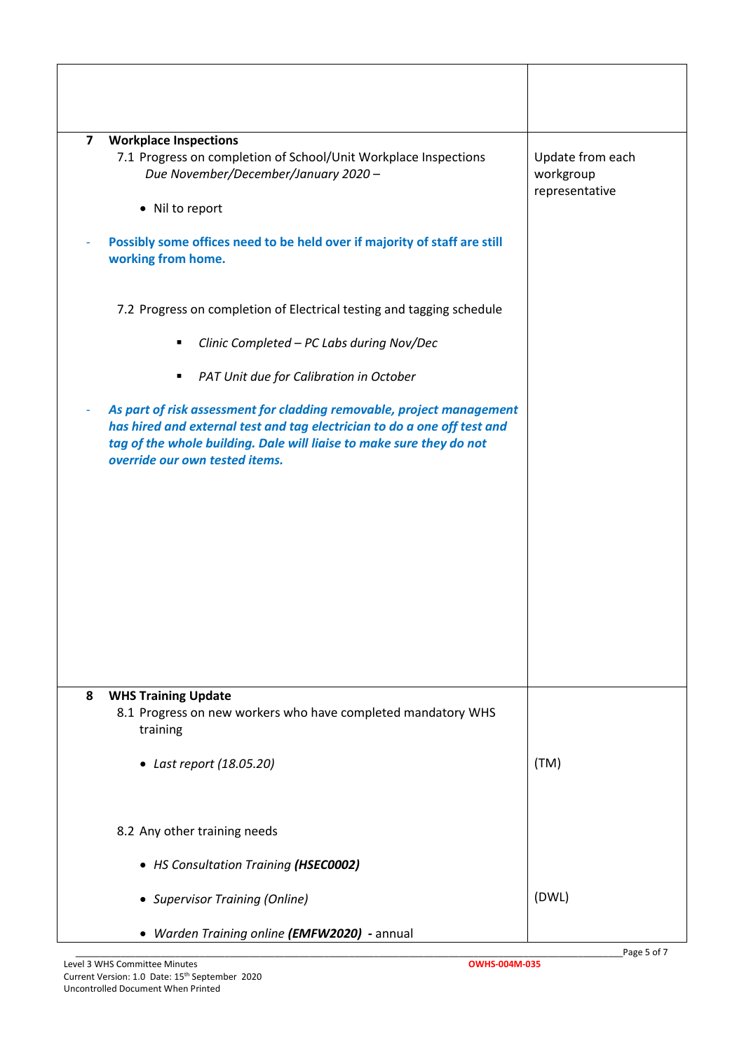| | |
|---|---|
| | |
| **7** **Workplace Inspections**<br>7.1 Progress on completion of School/Unit Workplace Inspections<br>*Due November/December/January 2020 –*<br>• Nil to report<br>- **Possibly some offices need to be held over if majority of staff are still working from home.**<br><br>7.2 Progress on completion of Electrical testing and tagging schedule<br>▪ *Clinic Completed – PC Labs during Nov/Dec*<br>▪ *PAT Unit due for Calibration in October*<br>- ***As part of risk assessment for cladding removable, project management has hired and external test and tag electrician to do a one off test and tag of the whole building. Dale will liaise to make sure they do not override our own tested items.*** | Update from each workgroup representative |
| **8** **WHS Training Update**<br>8.1 Progress on new workers who have completed mandatory WHS training<br>• *Last report (18.05.20)*<br><br>8.2 Any other training needs<br>• *HS Consultation Training* ***(HSEC0002)***<br>• *Supervisor Training (Online)*<br>• *Warden Training online* ***(EMFW2020)*** **-** annual | (TM)<br><br>(DWL) |

Level 3 WHS Committee Minutes
Current Version: 1.0 Date: 15th September 2020
Uncontrolled Document When Printed
OWHS-004M-035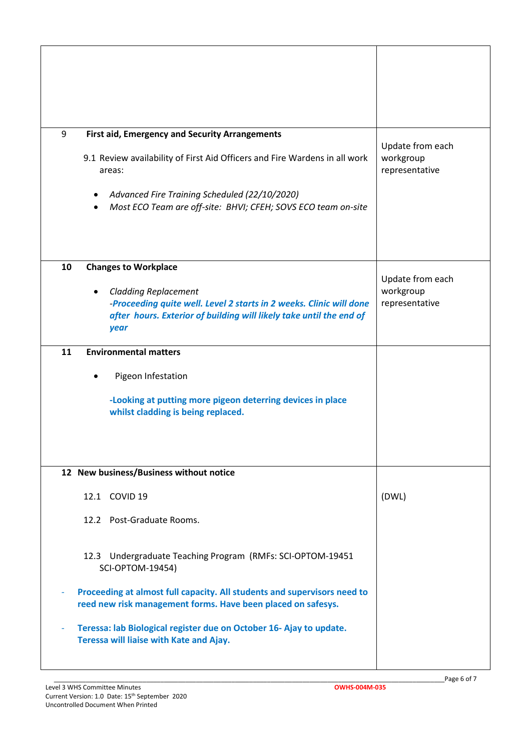| | |
|---|---|
| | |
| **9 First aid, Emergency and Security Arrangements**<br><br>9.1 Review availability of First Aid Officers and Fire Wardens in all work areas:<br><br>• *Advanced Fire Training Scheduled (22/10/2020)*<br>• *Most ECO Team are off-site: BHVI; CFEH; SOVS ECO team on-site* | Update from each workgroup representative |
| **10 Changes to Workplace**<br><br>• *Cladding Replacement*<br>*-**Proceeding quite well. Level 2 starts in 2 weeks. Clinic will done after hours. Exterior of building will likely take until the end of year*** | Update from each workgroup representative |
| **11 Environmental matters**<br><br>• Pigeon Infestation<br><br>**-Looking at putting more pigeon deterring devices in place whilst cladding is being replaced.** | |
| **12 New business/Business without notice**<br><br>12.1 COVID 19<br><br>12.2 Post-Graduate Rooms.<br><br>12.3 Undergraduate Teaching Program (RMFs: SCI-OPTOM-19451 SCI-OPTOM-19454)<br><br>- **Proceeding at almost full capacity. All students and supervisors need to reed new risk management forms. Have been placed on safesys.**<br><br>- **Teressa: lab Biological register due on October 16- Ajay to update. Teressa will liaise with Kate and Ajay.** | (DWL) |

Level 3 WHS Committee Minutes
Current Version: 1.0 Date: 15th September 2020
Uncontrolled Document When Printed
OWHS-004M-035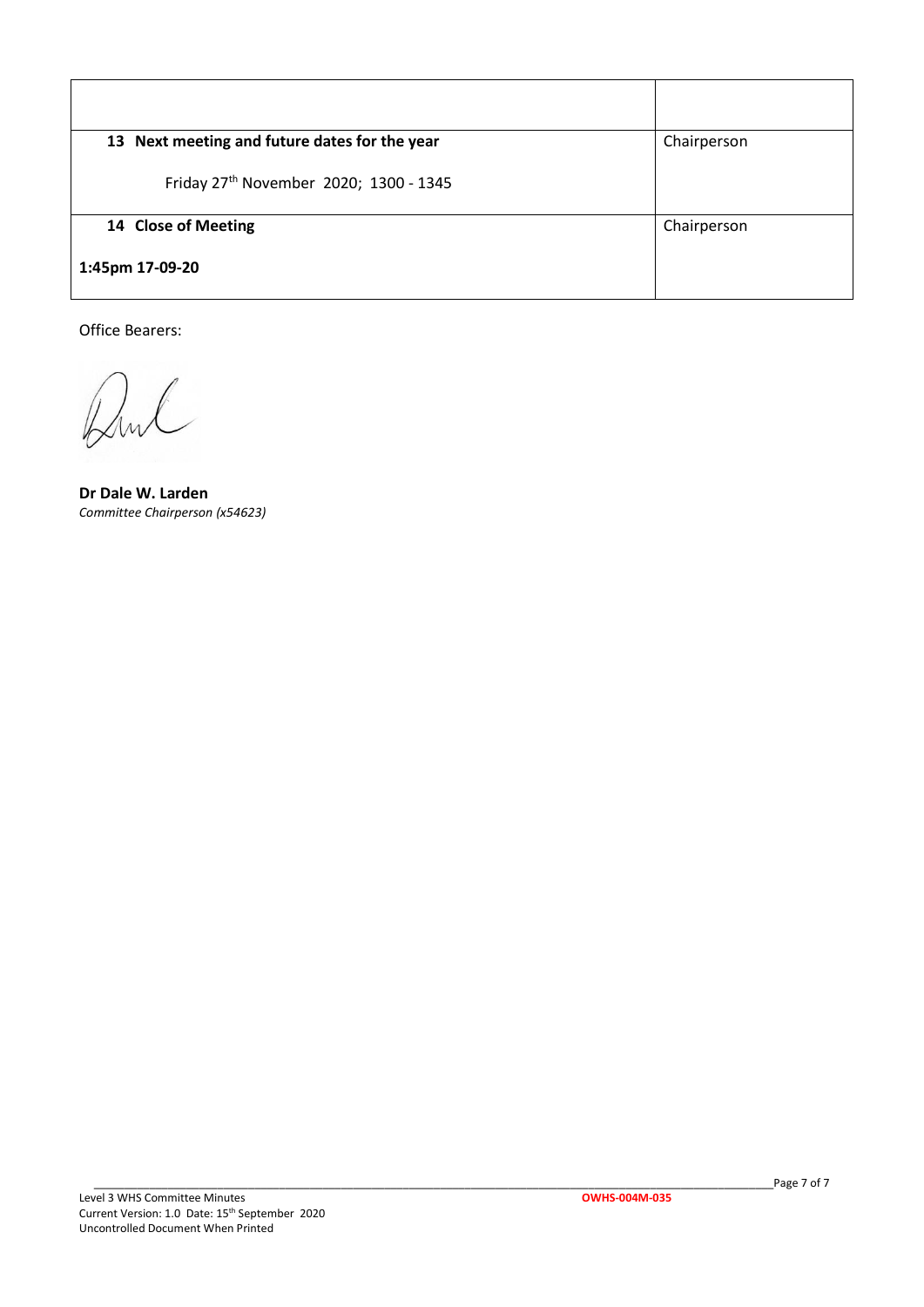| | |
|---|---|
| | |
| **13 Next meeting and future dates for the year**<br><br>Friday 27th November 2020; 1300 - 1345 | Chairperson |
| **14 Close of Meeting**<br><br>**1:45pm 17-09-20** | Chairperson |

Office Bearers:

**Dr Dale W. Larden**
*Committee Chairperson (x54623)*

Level 3 WHS Committee Minutes
Current Version: 1.0 Date: 15th September 2020
Uncontrolled Document When Printed

OWHS-004M-035